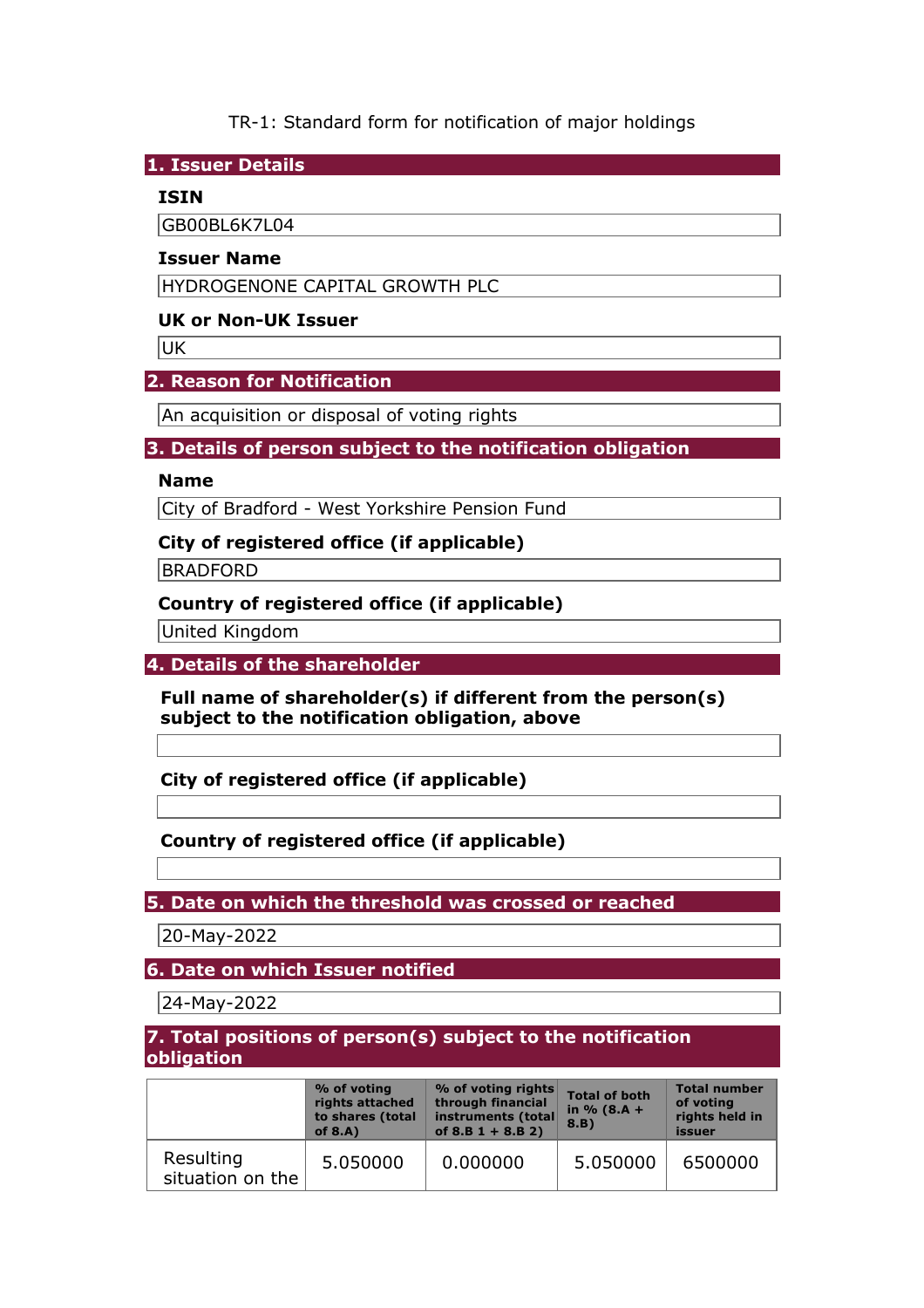TR-1: Standard form for notification of major holdings

## 1. Issuer Details

### ISIN

GB00BL6K7L04

### Issuer Name

HYDROGENONE CAPITAL GROWTH PLC

### UK or Non-UK Issuer

UK

## 2. Reason for Notification

An acquisition or disposal of voting rights

## 3. Details of person subject to the notification obligation

### Name

City of Bradford - West Yorkshire Pension Fund

### City of registered office (if applicable)

BRADFORD

### Country of registered office (if applicable)

United Kingdom

## 4. Details of the shareholder

### Full name of shareholder(s) if different from the person(s) subject to the notification obligation, above

### City of registered office (if applicable)

### Country of registered office (if applicable)

## 5. Date on which the threshold was crossed or reached

20-May-2022

## 6. Date on which Issuer notified

24-May-2022

## 7. Total positions of person(s) subject to the notification obligation

| | % of voting rights attached to shares (total of 8.A) | % of voting rights through financial instruments (total of 8.B 1 + 8.B 2) | Total of both in % (8.A + 8.B) | Total number of voting rights held in issuer |
|---|---|---|---|---|
| Resulting situation on the | 5.050000 | 0.000000 | 5.050000 | 6500000 |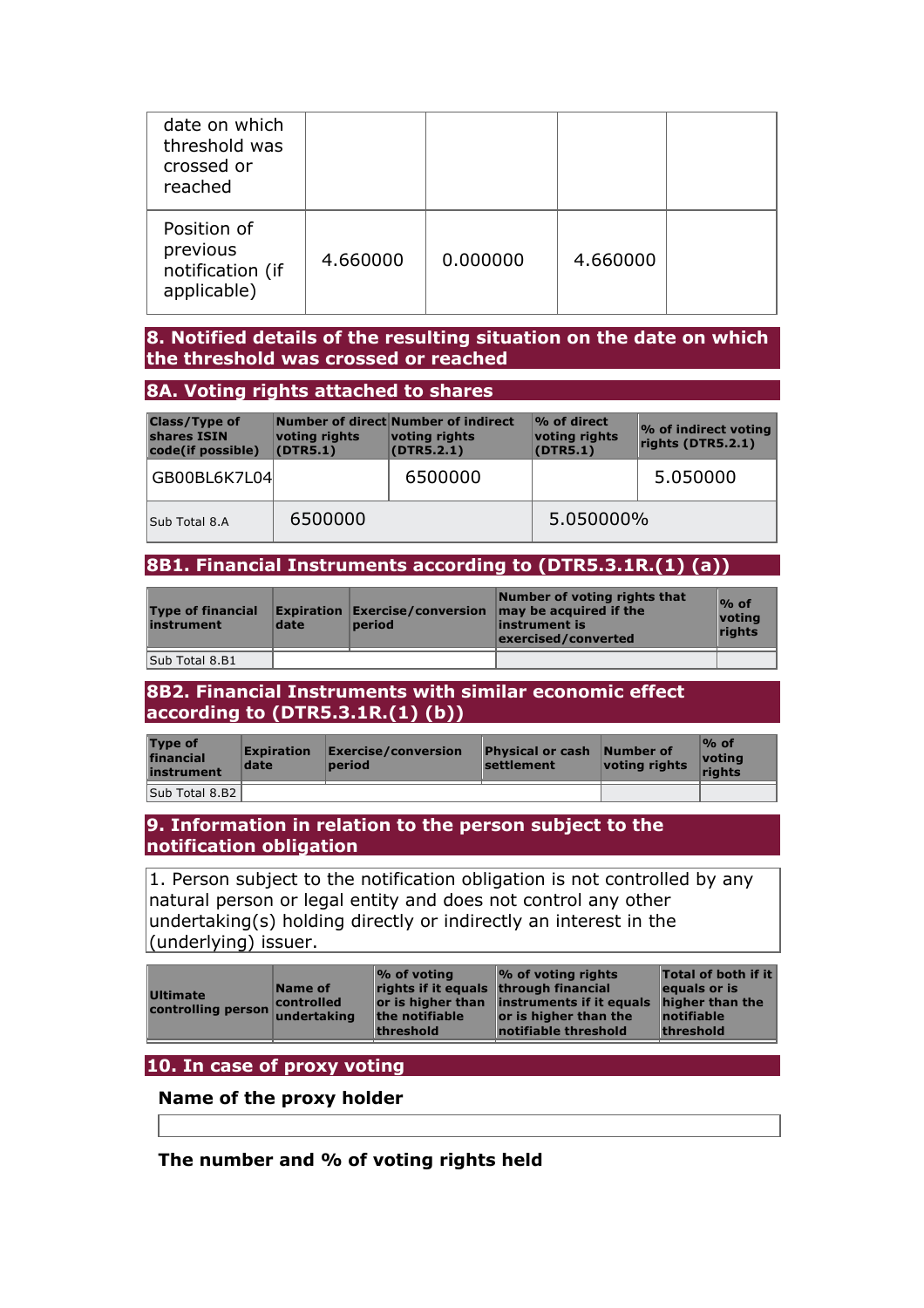| | | | | |
|---|---|---|---|---|
| date on which threshold was crossed or reached | | | | |
| Position of previous notification (if applicable) | 4.660000 | 0.000000 | 4.660000 | |

## 8. Notified details of the resulting situation on the date on which the threshold was crossed or reached

### 8A. Voting rights attached to shares

| Class/Type of shares ISIN code(if possible) | Number of direct voting rights (DTR5.1) | Number of indirect voting rights (DTR5.2.1) | % of direct voting rights (DTR5.1) | % of indirect voting rights (DTR5.2.1) |
|---|---|---|---|---|
| GB00BL6K7L04 | | 6500000 | | 5.050000 |
| Sub Total 8.A | 6500000 | | 5.050000% | |

### 8B1. Financial Instruments according to (DTR5.3.1R.(1) (a))

| Type of financial instrument | Expiration date | Exercise/conversion period | Number of voting rights that may be acquired if the instrument is exercised/converted | % of voting rights |
|---|---|---|---|---|
| Sub Total 8.B1 | | | | |

### 8B2. Financial Instruments with similar economic effect according to (DTR5.3.1R.(1) (b))

| Type of financial instrument | Expiration date | Exercise/conversion period | Physical or cash settlement | Number of voting rights | % of voting rights |
|---|---|---|---|---|---|
| Sub Total 8.B2 | | | | | |

## 9. Information in relation to the person subject to the notification obligation

1. Person subject to the notification obligation is not controlled by any natural person or legal entity and does not control any other undertaking(s) holding directly or indirectly an interest in the (underlying) issuer.

| Ultimate controlling person | Name of controlled undertaking | % of voting rights if it equals or is higher than the notifiable threshold | % of voting rights through financial instruments if it equals or is higher than the notifiable threshold | Total of both if it equals or is higher than the notifiable threshold |
|---|---|---|---|---|

## 10. In case of proxy voting

**Name of the proxy holder**

**The number and % of voting rights held**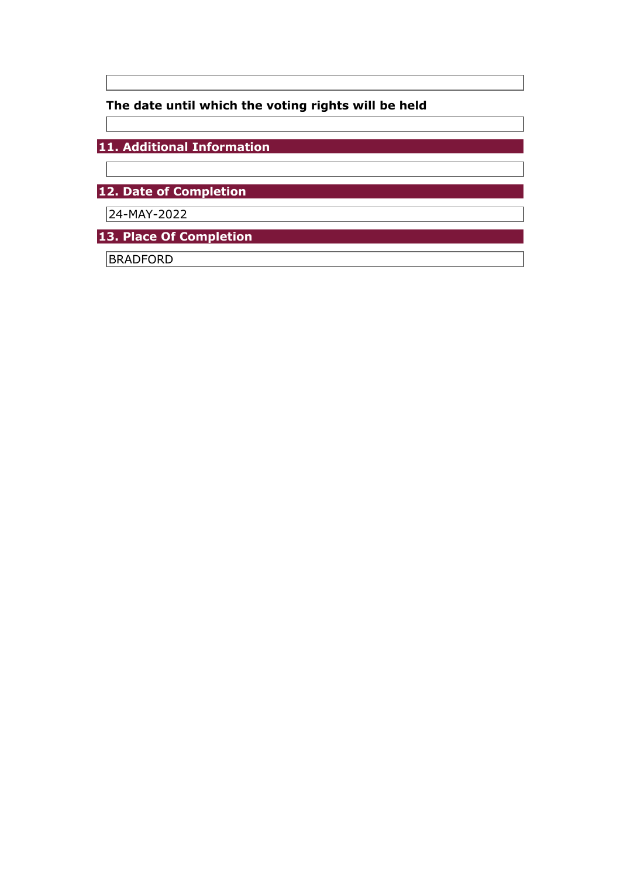**The date until which the voting rights will be held**

## 11. Additional Information

## 12. Date of Completion

24-MAY-2022

## 13. Place Of Completion

BRADFORD